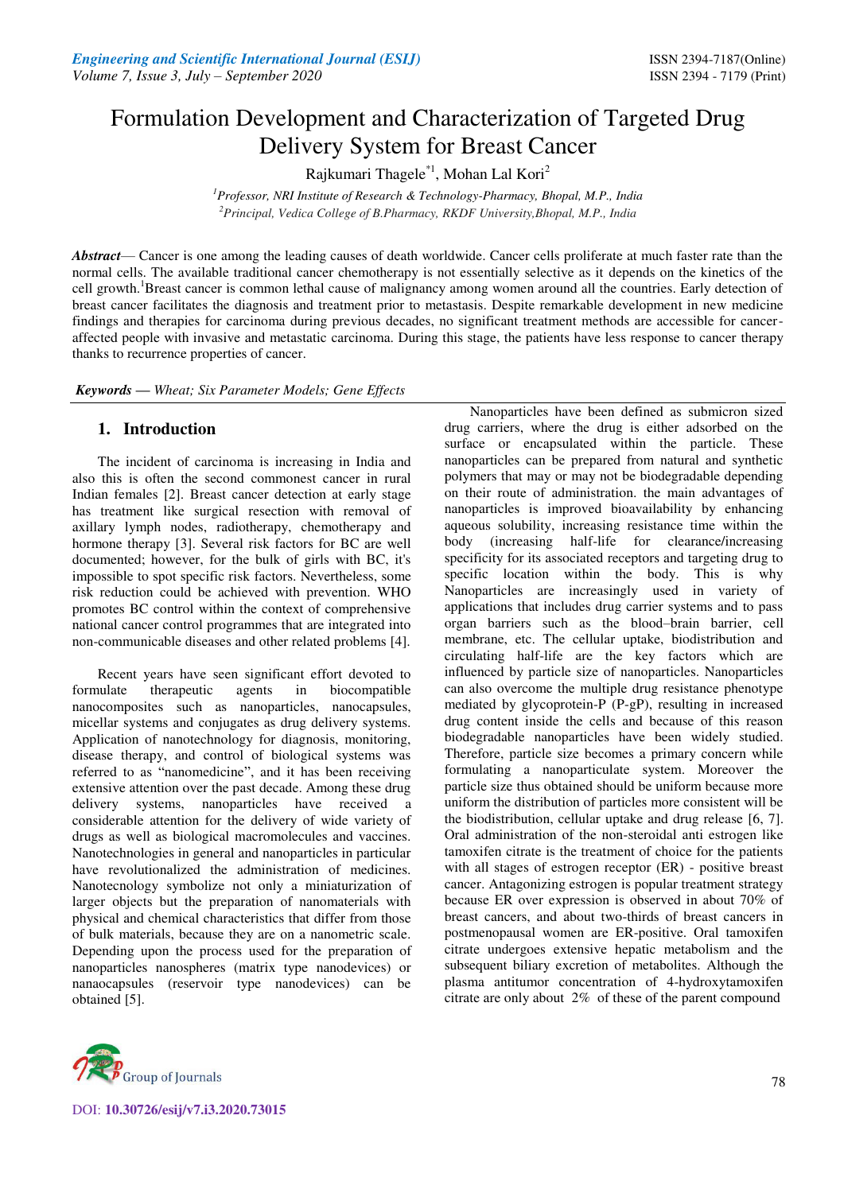# Formulation Development and Characterization of Targeted Drug Delivery System for Breast Cancer

Rajkumari Thagele[*1], Mohan Lal Kori[2]

[1]*Professor, NRI Institute of Research & Technology-Pharmacy, Bhopal, M.P., India*
[2]*Principal, Vedica College of B.Pharmacy, RKDF University,Bhopal, M.P., India*

***Abstract***— Cancer is one among the leading causes of death worldwide. Cancer cells proliferate at much faster rate than the normal cells. The available traditional cancer chemotherapy is not essentially selective as it depends on the kinetics of the cell growth.[1]Breast cancer is common lethal cause of malignancy among women around all the countries. Early detection of breast cancer facilitates the diagnosis and treatment prior to metastasis. Despite remarkable development in new medicine findings and therapies for carcinoma during previous decades, no significant treatment methods are accessible for cancer-affected people with invasive and metastatic carcinoma. During this stage, the patients have less response to cancer therapy thanks to recurrence properties of cancer.

***Keywords*** — *Wheat; Six Parameter Models; Gene Effects*

## 1. Introduction

The incident of carcinoma is increasing in India and also this is often the second commonest cancer in rural Indian females [2]. Breast cancer detection at early stage has treatment like surgical resection with removal of axillary lymph nodes, radiotherapy, chemotherapy and hormone therapy [3]. Several risk factors for BC are well documented; however, for the bulk of girls with BC, it's impossible to spot specific risk factors. Nevertheless, some risk reduction could be achieved with prevention. WHO promotes BC control within the context of comprehensive national cancer control programmes that are integrated into non-communicable diseases and other related problems [4].

Recent years have seen significant effort devoted to formulate therapeutic agents in biocompatible nanocomposites such as nanoparticles, nanocapsules, micellar systems and conjugates as drug delivery systems. Application of nanotechnology for diagnosis, monitoring, disease therapy, and control of biological systems was referred to as "nanomedicine", and it has been receiving extensive attention over the past decade. Among these drug delivery systems, nanoparticles have received a considerable attention for the delivery of wide variety of drugs as well as biological macromolecules and vaccines. Nanotechnologies in general and nanoparticles in particular have revolutionized the administration of medicines. Nanotecnology symbolize not only a miniaturization of larger objects but the preparation of nanomaterials with physical and chemical characteristics that differ from those of bulk materials, because they are on a nanometric scale. Depending upon the process used for the preparation of nanoparticles nanospheres (matrix type nanodevices) or nanacapsules (reservoir type nanodevices) can be obtained [5].

Nanoparticles have been defined as submicron sized drug carriers, where the drug is either adsorbed on the surface or encapsulated within the particle. These nanoparticles can be prepared from natural and synthetic polymers that may or may not be biodegradable depending on their route of administration. the main advantages of nanoparticles is improved bioavailability by enhancing aqueous solubility, increasing resistance time within the body (increasing half-life for clearance/increasing specificity for its associated receptors and targeting drug to specific location within the body. This is why Nanoparticles are increasingly used in variety of applications that includes drug carrier systems and to pass organ barriers such as the blood–brain barrier, cell membrane, etc. The cellular uptake, biodistribution and circulating half-life are the key factors which are influenced by particle size of nanoparticles. Nanoparticles can also overcome the multiple drug resistance phenotype mediated by glycoprotein-P (P-gP), resulting in increased drug content inside the cells and because of this reason biodegradable nanoparticles have been widely studied. Therefore, particle size becomes a primary concern while formulating a nanoparticulate system. Moreover the particle size thus obtained should be uniform because more uniform the distribution of particles more consistent will be the biodistribution, cellular uptake and drug release [6, 7]. Oral administration of the non-steroidal anti estrogen like tamoxifen citrate is the treatment of choice for the patients with all stages of estrogen receptor (ER) - positive breast cancer. Antagonizing estrogen is popular treatment strategy because ER over expression is observed in about 70% of breast cancers, and about two-thirds of breast cancers in postmenopausal women are ER-positive. Oral tamoxifen citrate undergoes extensive hepatic metabolism and the subsequent biliary excretion of metabolites. Although the plasma antitumor concentration of 4-hydroxytamoxifen citrate are only about 2% of these of the parent compound

DOI: 10.30726/esij/v7.i3.2020.73015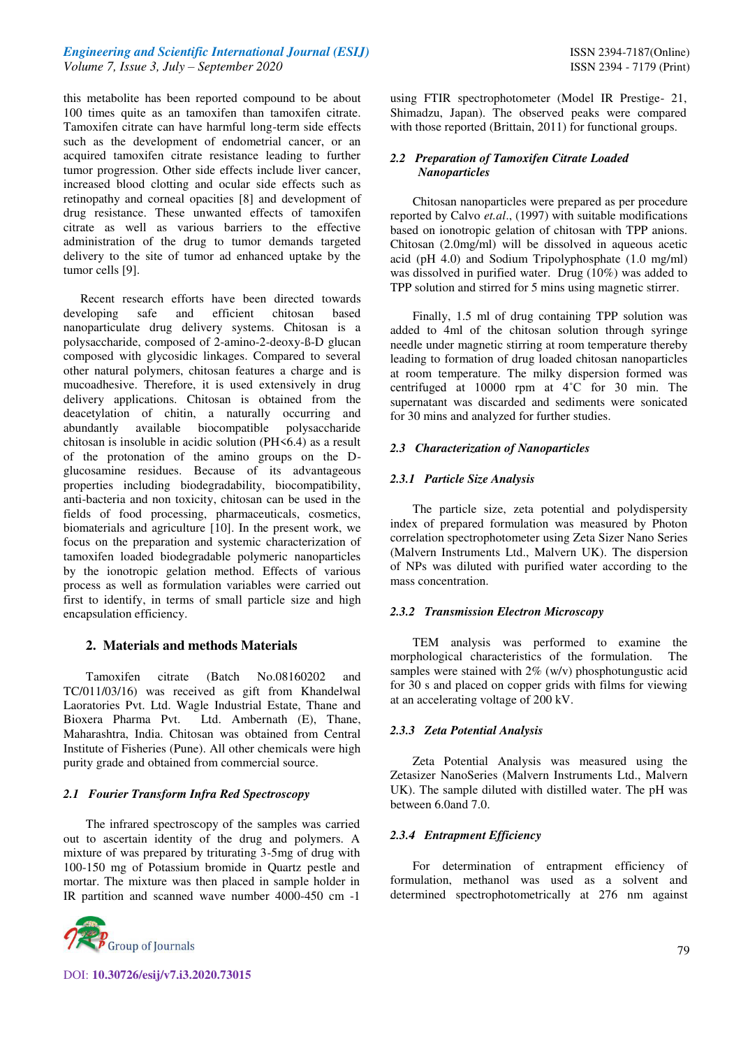this metabolite has been reported compound to be about 100 times quite as an tamoxifen than tamoxifen citrate. Tamoxifen citrate can have harmful long-term side effects such as the development of endometrial cancer, or an acquired tamoxifen citrate resistance leading to further tumor progression. Other side effects include liver cancer, increased blood clotting and ocular side effects such as retinopathy and corneal opacities [8] and development of drug resistance. These unwanted effects of tamoxifen citrate as well as various barriers to the effective administration of the drug to tumor demands targeted delivery to the site of tumor ad enhanced uptake by the tumor cells [9].

Recent research efforts have been directed towards developing safe and efficient chitosan based nanoparticulate drug delivery systems. Chitosan is a polysaccharide, composed of 2-amino-2-deoxy-ß-D glucan composed with glycosidic linkages. Compared to several other natural polymers, chitosan features a charge and is mucoadhesive. Therefore, it is used extensively in drug delivery applications. Chitosan is obtained from the deacetylation of chitin, a naturally occurring and abundantly available biocompatible polysaccharide chitosan is insoluble in acidic solution (PH<6.4) as a result of the protonation of the amino groups on the D-glucosamine residues. Because of its advantageous properties including biodegradability, biocompatibility, anti-bacteria and non toxicity, chitosan can be used in the fields of food processing, pharmaceuticals, cosmetics, biomaterials and agriculture [10]. In the present work, we focus on the preparation and systemic characterization of tamoxifen loaded biodegradable polymeric nanoparticles by the ionotropic gelation method. Effects of various process as well as formulation variables were carried out first to identify, in terms of small particle size and high encapsulation efficiency.

## 2. Materials and methods Materials

Tamoxifen citrate (Batch No.08160202 and TC/011/03/16) was received as gift from Khandelwal Laoratories Pvt. Ltd. Wagle Industrial Estate, Thane and Bioxera Pharma Pvt. Ltd. Ambernath (E), Thane, Maharashtra, India. Chitosan was obtained from Central Institute of Fisheries (Pune). All other chemicals were high purity grade and obtained from commercial source.

### *2.1 Fourier Transform Infra Red Spectroscopy*

The infrared spectroscopy of the samples was carried out to ascertain identity of the drug and polymers. A mixture of was prepared by triturating 3-5mg of drug with 100-150 mg of Potassium bromide in Quartz pestle and mortar. The mixture was then placed in sample holder in IR partition and scanned wave number 4000-450 cm -1 using FTIR spectrophotometer (Model IR Prestige- 21, Shimadzu, Japan). The observed peaks were compared with those reported (Brittain, 2011) for functional groups.

### *2.2 Preparation of Tamoxifen Citrate Loaded Nanoparticles*

Chitosan nanoparticles were prepared as per procedure reported by Calvo *et.al*., (1997) with suitable modifications based on ionotropic gelation of chitosan with TPP anions. Chitosan (2.0mg/ml) will be dissolved in aqueous acetic acid (pH 4.0) and Sodium Tripolyphosphate (1.0 mg/ml) was dissolved in purified water. Drug (10%) was added to TPP solution and stirred for 5 mins using magnetic stirrer.

Finally, 1.5 ml of drug containing TPP solution was added to 4ml of the chitosan solution through syringe needle under magnetic stirring at room temperature thereby leading to formation of drug loaded chitosan nanoparticles at room temperature. The milky dispersion formed was centrifuged at 10000 rpm at 4˚C for 30 min. The supernatant was discarded and sediments were sonicated for 30 mins and analyzed for further studies.

### *2.3 Characterization of Nanoparticles*

#### *2.3.1 Particle Size Analysis*

The particle size, zeta potential and polydispersity index of prepared formulation was measured by Photon correlation spectrophotometer using Zeta Sizer Nano Series (Malvern Instruments Ltd., Malvern UK). The dispersion of NPs was diluted with purified water according to the mass concentration.

#### *2.3.2 Transmission Electron Microscopy*

TEM analysis was performed to examine the morphological characteristics of the formulation. The samples were stained with 2% (w/v) phosphotungustic acid for 30 s and placed on copper grids with films for viewing at an accelerating voltage of 200 kV.

#### *2.3.3 Zeta Potential Analysis*

Zeta Potential Analysis was measured using the Zetasizer NanoSeries (Malvern Instruments Ltd., Malvern UK). The sample diluted with distilled water. The pH was between 6.0and 7.0.

#### *2.3.4 Entrapment Efficiency*

For determination of entrapment efficiency of formulation, methanol was used as a solvent and determined spectrophotometrically at 276 nm against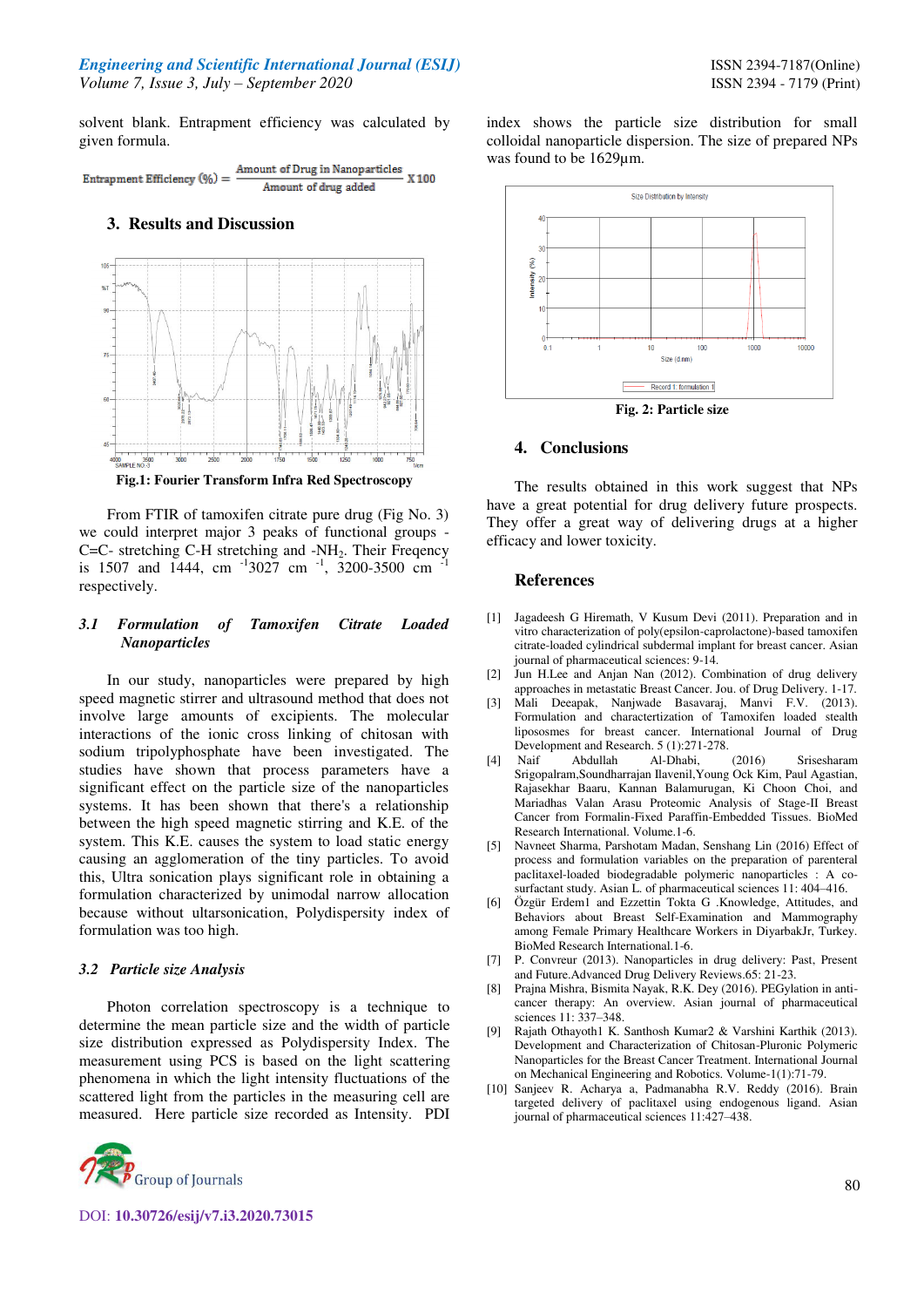solvent blank. Entrapment efficiency was calculated by given formula.

$$\text{Entrapment Efficiency (\%)} = \frac{\text{Amount of Drug in Nanoparticles}}{\text{Amount of drug added}} \times 100$$

## 3. Results and Discussion

Fig.1: Fourier Transform Infra Red Spectroscopy

From FTIR of tamoxifen citrate pure drug (Fig No. 3) we could interpret major 3 peaks of functional groups - C=C- stretching C-H stretching and -$NH_2$. Their Freqency is 1507 and 1444, cm $^{-1}$3027 cm $^{-1}$, 3200-3500 cm $^{-1}$ respectively.

### *3.1 Formulation of Tamoxifen Citrate Loaded Nanoparticles*

In our study, nanoparticles were prepared by high speed magnetic stirrer and ultrasound method that does not involve large amounts of excipients. The molecular interactions of the ionic cross linking of chitosan with sodium tripolyphosphate have been investigated. The studies have shown that process parameters have a significant effect on the particle size of the nanoparticles systems. It has been shown that there's a relationship between the high speed magnetic stirring and K.E. of the system. This K.E. causes the system to load static energy causing an agglomeration of the tiny particles. To avoid this, Ultra sonication plays significant role in obtaining a formulation characterized by unimodal narrow allocation because without ultarsonication, Polydispersity index of formulation was too high.

### *3.2 Particle size Analysis*

Photon correlation spectroscopy is a technique to determine the mean particle size and the width of particle size distribution expressed as Polydispersity Index. The measurement using PCS is based on the light scattering phenomena in which the light intensity fluctuations of the scattered light from the particles in the measuring cell are measured. Here particle size recorded as Intensity. PDI index shows the particle size distribution for small colloidal nanoparticle dispersion. The size of prepared NPs was found to be 1629µm.

Fig. 2: Particle size

## 4. Conclusions

The results obtained in this work suggest that NPs have a great potential for drug delivery future prospects. They offer a great way of delivering drugs at a higher efficacy and lower toxicity.

## References

[1] Jagadeesh G Hiremath, V Kusum Devi (2011). Preparation and in vitro characterization of poly(epsilon-caprolactone)-based tamoxifen citrate-loaded cylindrical subdermal implant for breast cancer. Asian journal of pharmaceutical sciences: 9-14.

[2] Jun H.Lee and Anjan Nan (2012). Combination of drug delivery approaches in metastatic Breast Cancer. Jou. of Drug Delivery. 1-17.

[3] Mali Deeapak, Nanjwade Basavaraj, Manvi F.V. (2013). Formulation and charactertization of Tamoxifen loaded stealth lipososmes for breast cancer. International Journal of Drug Development and Research. 5 (1):271-278.

[4] Naif Abdullah Al-Dhabi, (2016) Srisesharam Srigopalram,Soundharrajan Ilavenil,Young Ock Kim, Paul Agastian, Rajasekhar Baaru, Kannan Balamurugan, Ki Choon Choi, and Mariadhas Valan Arasu Proteomic Analysis of Stage-II Breast Cancer from Formalin-Fixed Paraffin-Embedded Tissues. BioMed Research International. Volume.1-6.

[5] Navneet Sharma, Parshotam Madan, Senshang Lin (2016) Effect of process and formulation variables on the preparation of parenteral paclitaxel-loaded biodegradable polymeric nanoparticles : A co-surfactant study. Asian L. of pharmaceutical sciences 11: 404–416.

[6] Özgür Erdem1 and Ezzettin Tokta G .Knowledge, Attitudes, and Behaviors about Breast Self-Examination and Mammography among Female Primary Healthcare Workers in DiyarbakJr, Turkey. BioMed Research International.1-6.

[7] P. Convreur (2013). Nanoparticles in drug delivery: Past, Present and Future.Advanced Drug Delivery Reviews.65: 21-23.

[8] Prajna Mishra, Bismita Nayak, R.K. Dey (2016). PEGylation in anti-cancer therapy: An overview. Asian journal of pharmaceutical sciences 11: 337–348.

[9] Rajath Othayoth1 K. Santhosh Kumar2 & Varshini Karthik (2013). Development and Characterization of Chitosan-Pluronic Polymeric Nanoparticles for the Breast Cancer Treatment. International Journal on Mechanical Engineering and Robotics. Volume-1(1):71-79.

[10] Sanjeev R. Acharya a, Padmanabha R.V. Reddy (2016). Brain targeted delivery of paclitaxel using endogenous ligand. Asian journal of pharmaceutical sciences 11:427–438.

DOI: 10.30726/esij/v7.i3.2020.73015